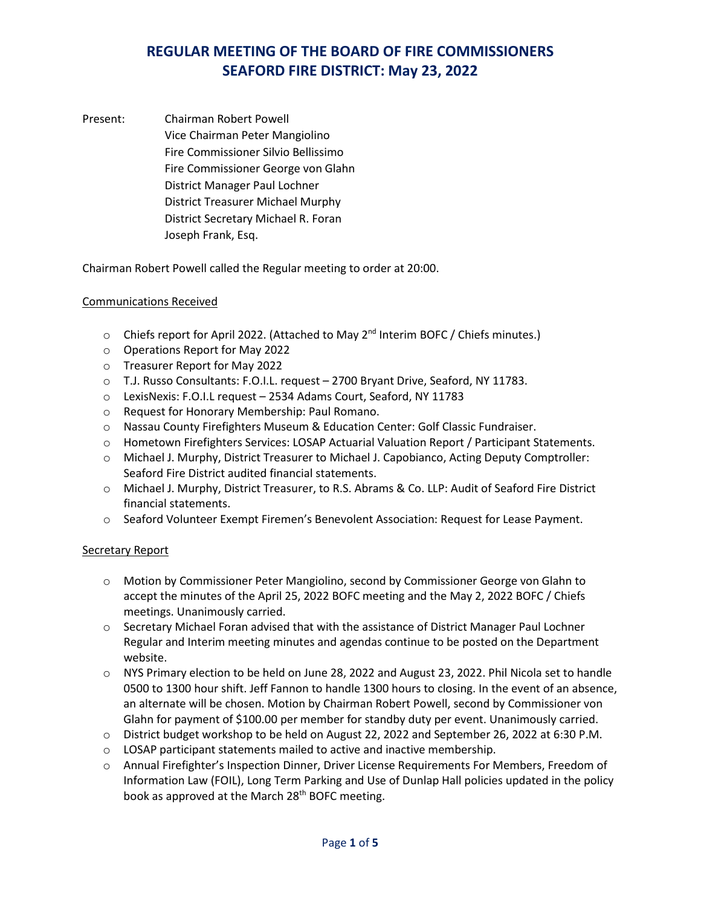# REGULAR MEETING OF THE BOARD OF FIRE COMMISSIONERS
# SEAFORD FIRE DISTRICT: May 23, 2022

Present: Chairman Robert Powell
Vice Chairman Peter Mangiolino
Fire Commissioner Silvio Bellissimo
Fire Commissioner George von Glahn
District Manager Paul Lochner
District Treasurer Michael Murphy
District Secretary Michael R. Foran
Joseph Frank, Esq.

Chairman Robert Powell called the Regular meeting to order at 20:00.

## Communications Received

- Chiefs report for April 2022. (Attached to May 2nd Interim BOFC / Chiefs minutes.)
- Operations Report for May 2022
- Treasurer Report for May 2022
- T.J. Russo Consultants: F.O.I.L. request – 2700 Bryant Drive, Seaford, NY 11783.
- LexisNexis: F.O.I.L request – 2534 Adams Court, Seaford, NY 11783
- Request for Honorary Membership: Paul Romano.
- Nassau County Firefighters Museum & Education Center: Golf Classic Fundraiser.
- Hometown Firefighters Services: LOSAP Actuarial Valuation Report / Participant Statements.
- Michael J. Murphy, District Treasurer to Michael J. Capobianco, Acting Deputy Comptroller: Seaford Fire District audited financial statements.
- Michael J. Murphy, District Treasurer, to R.S. Abrams & Co. LLP: Audit of Seaford Fire District financial statements.
- Seaford Volunteer Exempt Firemen's Benevolent Association: Request for Lease Payment.

## Secretary Report

- Motion by Commissioner Peter Mangiolino, second by Commissioner George von Glahn to accept the minutes of the April 25, 2022 BOFC meeting and the May 2, 2022 BOFC / Chiefs meetings. Unanimously carried.
- Secretary Michael Foran advised that with the assistance of District Manager Paul Lochner Regular and Interim meeting minutes and agendas continue to be posted on the Department website.
- NYS Primary election to be held on June 28, 2022 and August 23, 2022. Phil Nicola set to handle 0500 to 1300 hour shift. Jeff Fannon to handle 1300 hours to closing. In the event of an absence, an alternate will be chosen. Motion by Chairman Robert Powell, second by Commissioner von Glahn for payment of $100.00 per member for standby duty per event. Unanimously carried.
- District budget workshop to be held on August 22, 2022 and September 26, 2022 at 6:30 P.M.
- LOSAP participant statements mailed to active and inactive membership.
- Annual Firefighter's Inspection Dinner, Driver License Requirements For Members, Freedom of Information Law (FOIL), Long Term Parking and Use of Dunlap Hall policies updated in the policy book as approved at the March 28th BOFC meeting.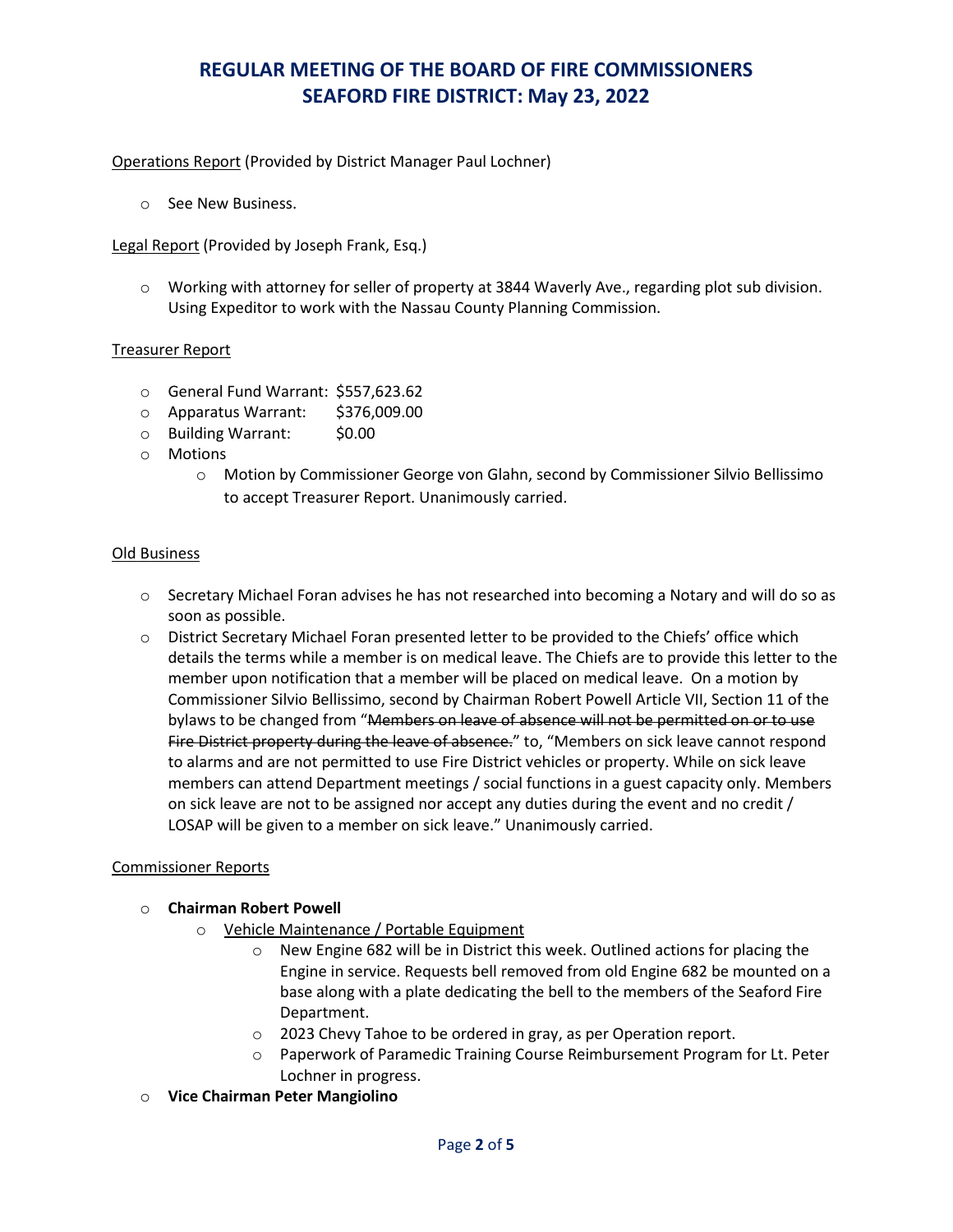# REGULAR MEETING OF THE BOARD OF FIRE COMMISSIONERS
# SEAFORD FIRE DISTRICT: May 23, 2022

Operations Report (Provided by District Manager Paul Lochner)

- See New Business.

Legal Report (Provided by Joseph Frank, Esq.)

- Working with attorney for seller of property at 3844 Waverly Ave., regarding plot sub division. Using Expeditor to work with the Nassau County Planning Commission.

Treasurer Report

- General Fund Warrant: $557,623.62
- Apparatus Warrant: $376,009.00
- Building Warrant: $0.00
- Motions
  - Motion by Commissioner George von Glahn, second by Commissioner Silvio Bellissimo to accept Treasurer Report. Unanimously carried.

Old Business

- Secretary Michael Foran advises he has not researched into becoming a Notary and will do so as soon as possible.
- District Secretary Michael Foran presented letter to be provided to the Chiefs' office which details the terms while a member is on medical leave. The Chiefs are to provide this letter to the member upon notification that a member will be placed on medical leave. On a motion by Commissioner Silvio Bellissimo, second by Chairman Robert Powell Article VII, Section 11 of the bylaws to be changed from "~~Members on leave of absence will not be permitted on or to use Fire District property during the leave of absence.~~" to, "Members on sick leave cannot respond to alarms and are not permitted to use Fire District vehicles or property. While on sick leave members can attend Department meetings / social functions in a guest capacity only. Members on sick leave are not to be assigned nor accept any duties during the event and no credit / LOSAP will be given to a member on sick leave." Unanimously carried.

Commissioner Reports

- **Chairman Robert Powell**
  - Vehicle Maintenance / Portable Equipment
    - New Engine 682 will be in District this week. Outlined actions for placing the Engine in service. Requests bell removed from old Engine 682 be mounted on a base along with a plate dedicating the bell to the members of the Seaford Fire Department.
    - 2023 Chevy Tahoe to be ordered in gray, as per Operation report.
    - Paperwork of Paramedic Training Course Reimbursement Program for Lt. Peter Lochner in progress.
- **Vice Chairman Peter Mangiolino**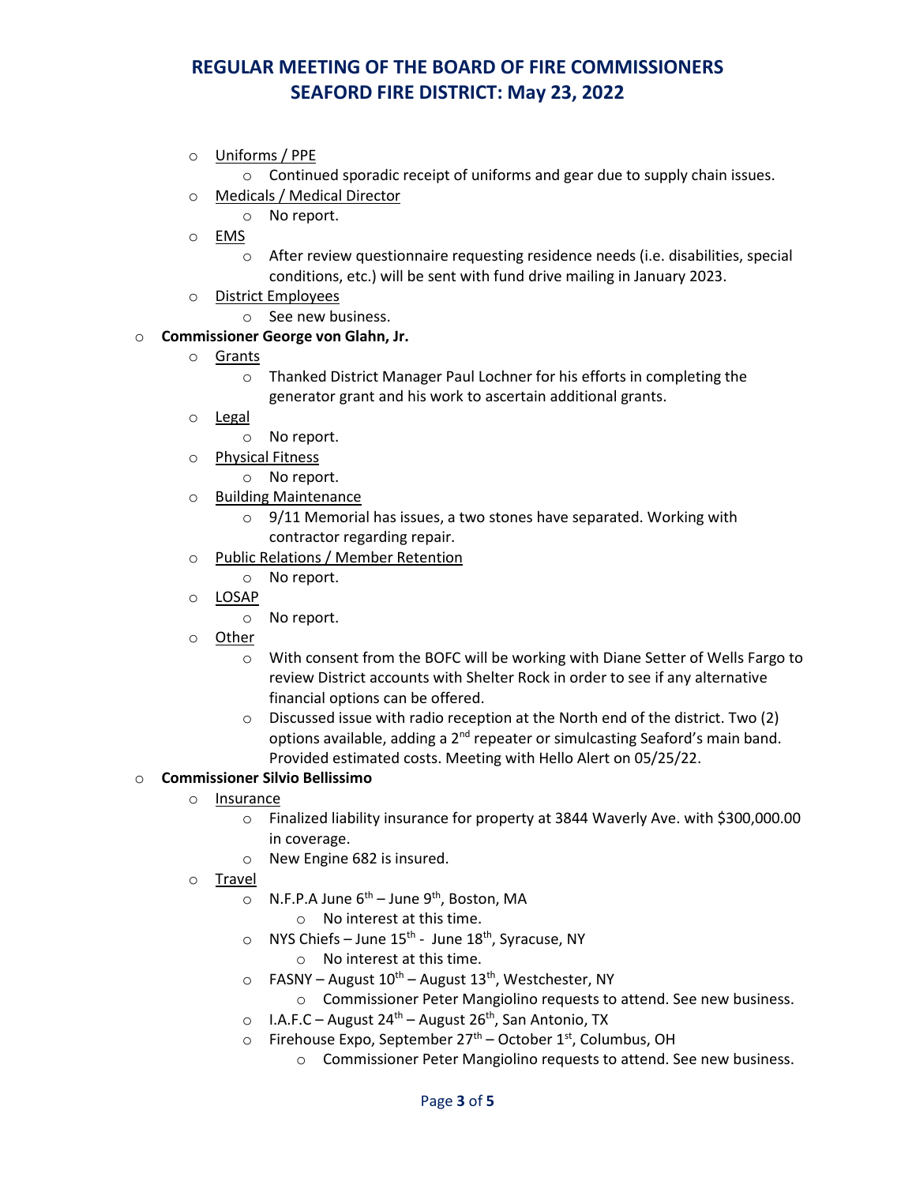- Uniforms / PPE
  - Continued sporadic receipt of uniforms and gear due to supply chain issues.
- Medicals / Medical Director
  - No report.
- EMS
  - After review questionnaire requesting residence needs (i.e. disabilities, special conditions, etc.) will be sent with fund drive mailing in January 2023.
- District Employees
  - See new business.

- **Commissioner George von Glahn, Jr.**
  - Grants
    - Thanked District Manager Paul Lochner for his efforts in completing the generator grant and his work to ascertain additional grants.
  - Legal
    - No report.
  - Physical Fitness
    - No report.
  - Building Maintenance
    - 9/11 Memorial has issues, a two stones have separated. Working with contractor regarding repair.
  - Public Relations / Member Retention
    - No report.
  - LOSAP
    - No report.
  - Other
    - With consent from the BOFC will be working with Diane Setter of Wells Fargo to review District accounts with Shelter Rock in order to see if any alternative financial options can be offered.
    - Discussed issue with radio reception at the North end of the district. Two (2) options available, adding a 2nd repeater or simulcasting Seaford's main band. Provided estimated costs. Meeting with Hello Alert on 05/25/22.

- **Commissioner Silvio Bellissimo**
  - Insurance
    - Finalized liability insurance for property at 3844 Waverly Ave. with $300,000.00 in coverage.
    - New Engine 682 is insured.
  - Travel
    - N.F.P.A June 6th – June 9th, Boston, MA
      - No interest at this time.
    - NYS Chiefs – June 15th - June 18th, Syracuse, NY
      - No interest at this time.
    - FASNY – August 10th – August 13th, Westchester, NY
      - Commissioner Peter Mangiolino requests to attend. See new business.
    - I.A.F.C – August 24th – August 26th, San Antonio, TX
    - Firehouse Expo, September 27th – October 1st, Columbus, OH
      - Commissioner Peter Mangiolino requests to attend. See new business.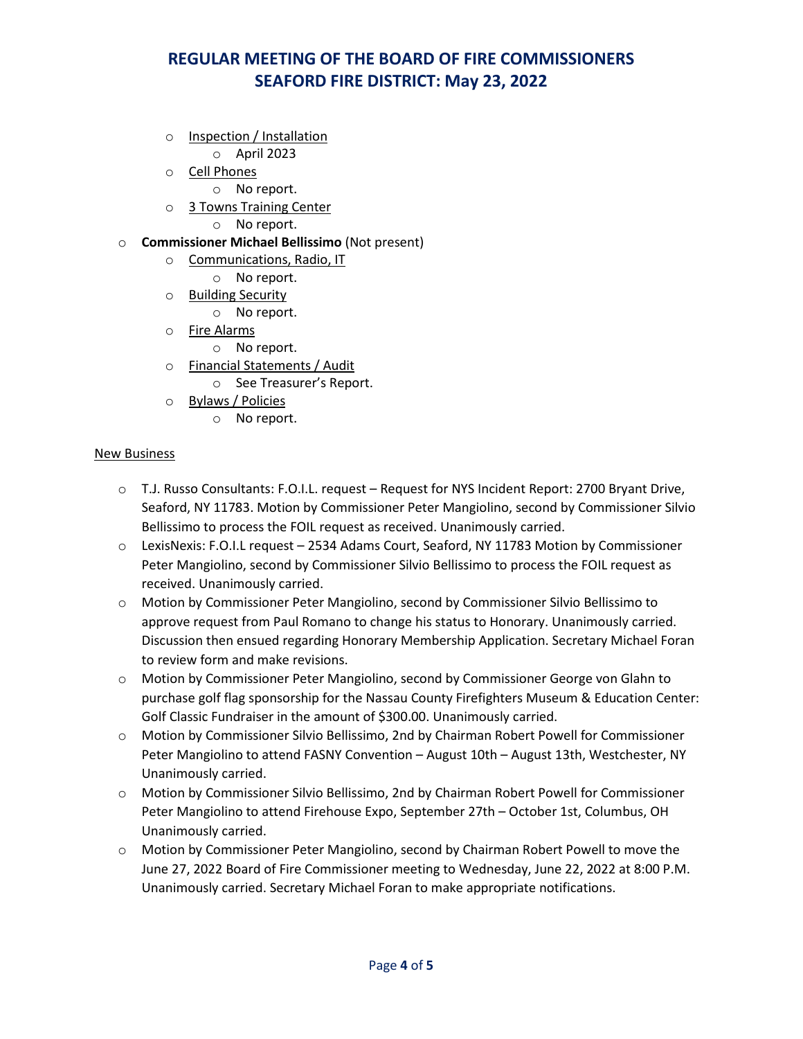- Inspection / Installation
  - April 2023
- Cell Phones
  - No report.
- 3 Towns Training Center
  - No report.

- **Commissioner Michael Bellissimo** (Not present)
  - Communications, Radio, IT
    - No report.
  - Building Security
    - No report.
  - Fire Alarms
    - No report.
  - Financial Statements / Audit
    - See Treasurer's Report.
  - Bylaws / Policies
    - No report.

New Business

- T.J. Russo Consultants: F.O.I.L. request – Request for NYS Incident Report: 2700 Bryant Drive, Seaford, NY 11783. Motion by Commissioner Peter Mangiolino, second by Commissioner Silvio Bellissimo to process the FOIL request as received. Unanimously carried.
- LexisNexis: F.O.I.L request – 2534 Adams Court, Seaford, NY 11783 Motion by Commissioner Peter Mangiolino, second by Commissioner Silvio Bellissimo to process the FOIL request as received. Unanimously carried.
- Motion by Commissioner Peter Mangiolino, second by Commissioner Silvio Bellissimo to approve request from Paul Romano to change his status to Honorary. Unanimously carried. Discussion then ensued regarding Honorary Membership Application. Secretary Michael Foran to review form and make revisions.
- Motion by Commissioner Peter Mangiolino, second by Commissioner George von Glahn to purchase golf flag sponsorship for the Nassau County Firefighters Museum & Education Center: Golf Classic Fundraiser in the amount of $300.00. Unanimously carried.
- Motion by Commissioner Silvio Bellissimo, 2nd by Chairman Robert Powell for Commissioner Peter Mangiolino to attend FASNY Convention – August 10th – August 13th, Westchester, NY Unanimously carried.
- Motion by Commissioner Silvio Bellissimo, 2nd by Chairman Robert Powell for Commissioner Peter Mangiolino to attend Firehouse Expo, September 27th – October 1st, Columbus, OH Unanimously carried.
- Motion by Commissioner Peter Mangiolino, second by Chairman Robert Powell to move the June 27, 2022 Board of Fire Commissioner meeting to Wednesday, June 22, 2022 at 8:00 P.M. Unanimously carried. Secretary Michael Foran to make appropriate notifications.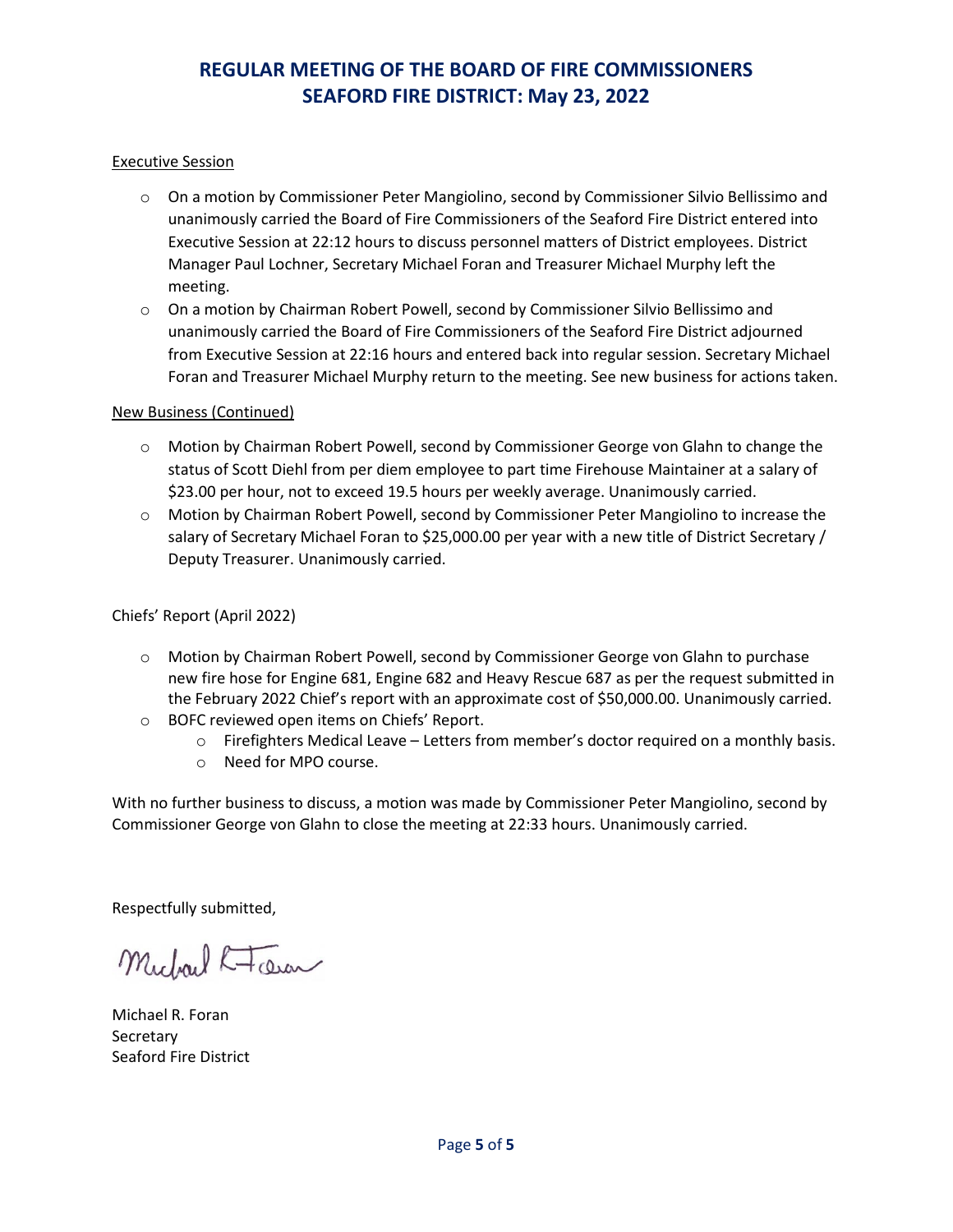# REGULAR MEETING OF THE BOARD OF FIRE COMMISSIONERS
# SEAFORD FIRE DISTRICT: May 23, 2022

Executive Session

- On a motion by Commissioner Peter Mangiolino, second by Commissioner Silvio Bellissimo and unanimously carried the Board of Fire Commissioners of the Seaford Fire District entered into Executive Session at 22:12 hours to discuss personnel matters of District employees. District Manager Paul Lochner, Secretary Michael Foran and Treasurer Michael Murphy left the meeting.
- On a motion by Chairman Robert Powell, second by Commissioner Silvio Bellissimo and unanimously carried the Board of Fire Commissioners of the Seaford Fire District adjourned from Executive Session at 22:16 hours and entered back into regular session. Secretary Michael Foran and Treasurer Michael Murphy return to the meeting. See new business for actions taken.

New Business (Continued)

- Motion by Chairman Robert Powell, second by Commissioner George von Glahn to change the status of Scott Diehl from per diem employee to part time Firehouse Maintainer at a salary of $23.00 per hour, not to exceed 19.5 hours per weekly average. Unanimously carried.
- Motion by Chairman Robert Powell, second by Commissioner Peter Mangiolino to increase the salary of Secretary Michael Foran to $25,000.00 per year with a new title of District Secretary / Deputy Treasurer. Unanimously carried.

Chiefs' Report (April 2022)

- Motion by Chairman Robert Powell, second by Commissioner George von Glahn to purchase new fire hose for Engine 681, Engine 682 and Heavy Rescue 687 as per the request submitted in the February 2022 Chief's report with an approximate cost of $50,000.00. Unanimously carried.
- BOFC reviewed open items on Chiefs' Report.
  - Firefighters Medical Leave – Letters from member's doctor required on a monthly basis.
  - Need for MPO course.

With no further business to discuss, a motion was made by Commissioner Peter Mangiolino, second by Commissioner George von Glahn to close the meeting at 22:33 hours. Unanimously carried.

Respectfully submitted,

Michael R. Foran
Secretary
Seaford Fire District